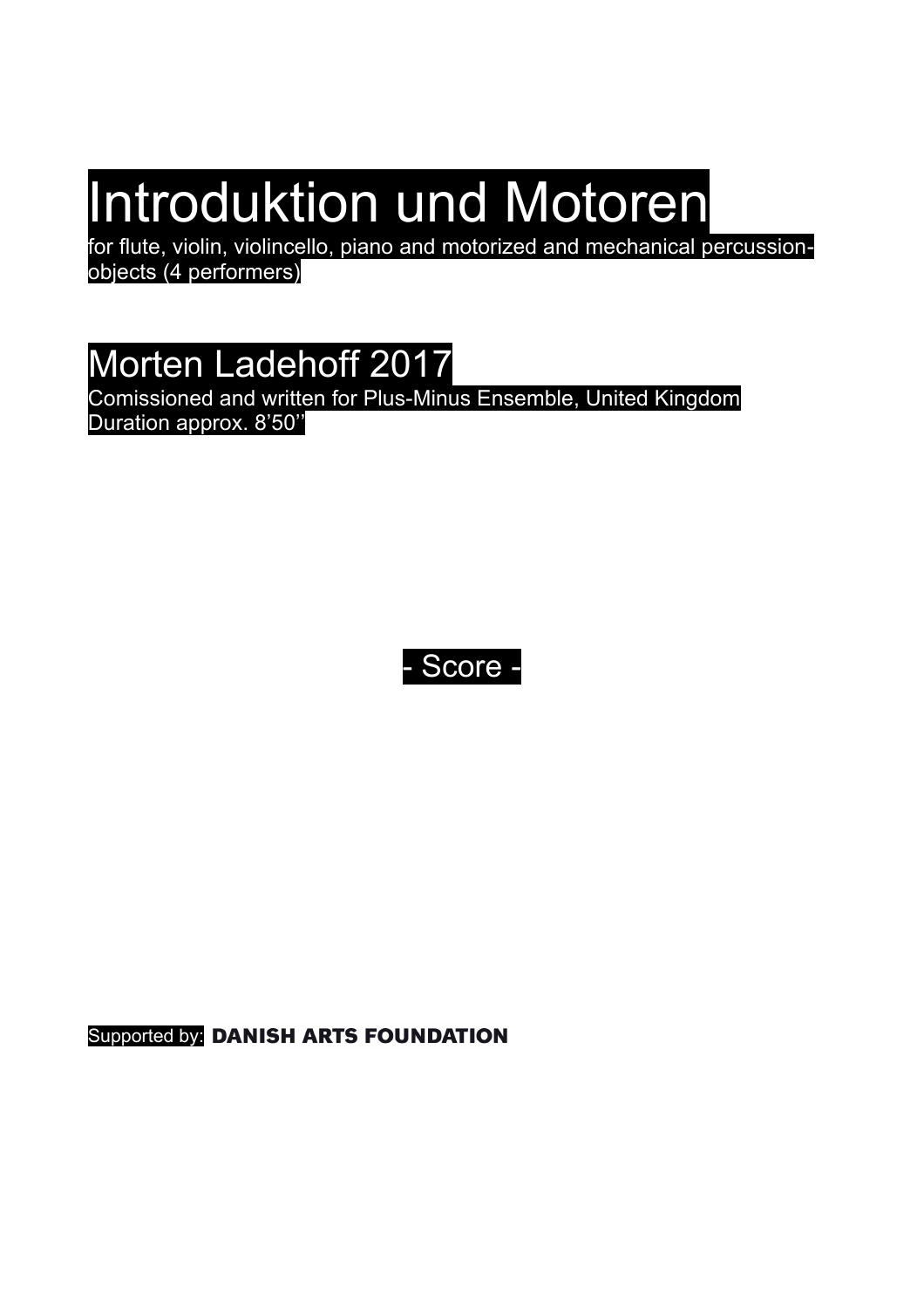# Introduktion und Motoren

for flute, violin, violincello, piano and motorized and mechanical percussion-objects (4 performers)

## Morten Ladehoff 2017

Comissioned and written for Plus-Minus Ensemble, United Kingdom
Duration approx. 8’50’’

- Score -

Supported by: **DANISH ARTS FOUNDATION**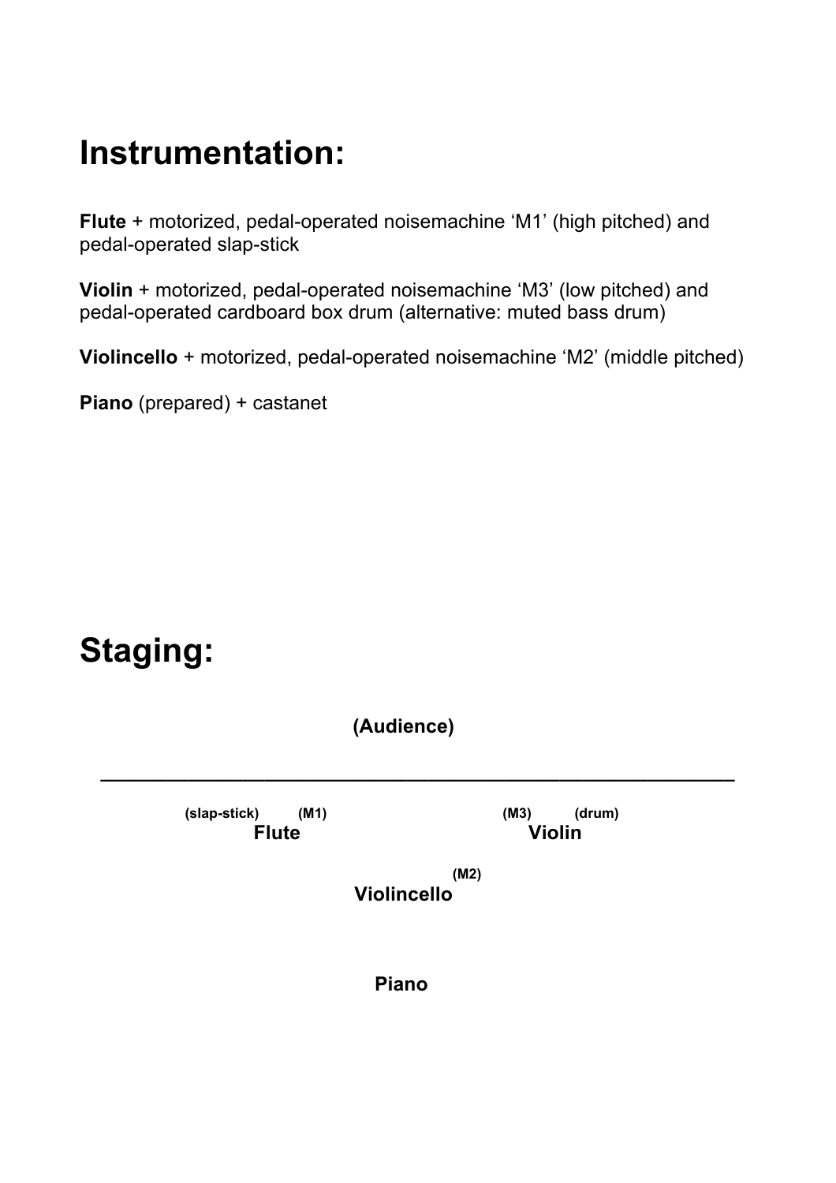# Instrumentation:

**Flute** + motorized, pedal-operated noisemachine 'M1' (high pitched) and pedal-operated slap-stick

**Violin** + motorized, pedal-operated noisemachine 'M3' (low pitched) and pedal-operated cardboard box drum (alternative: muted bass drum)

**Violincello** + motorized, pedal-operated noisemachine 'M2' (middle pitched)

**Piano** (prepared) + castanet

# Staging:

**(Audience)**

---

**(slap-stick)** **(M1)**
**Flute**

**(M3)** **(drum)**
**Violin**

**(M2)**
**Violincello**

**Piano**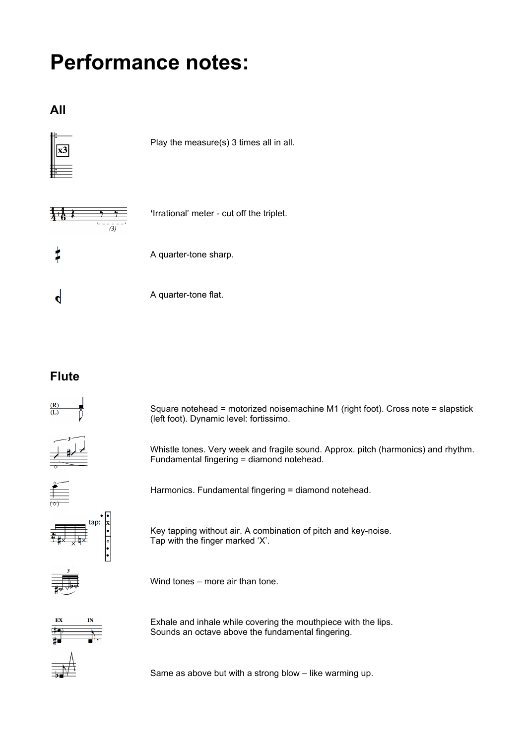# Performance notes:

## All

Play the measure(s) 3 times all in all.

**'**Irrational' meter - cut off the triplet.

A quarter-tone sharp.

A quarter-tone flat.

## Flute

Square notehead = motorized noisemachine M1 (right foot). Cross note = slapstick (left foot). Dynamic level: fortissimo.

Whistle tones. Very week and fragile sound. Approx. pitch (harmonics) and rhythm. Fundamental fingering = diamond notehead.

Harmonics. Fundamental fingering = diamond notehead.

Key tapping without air. A combination of pitch and key-noise.
Tap with the finger marked 'X'.

Wind tones – more air than tone.

Exhale and inhale while covering the mouthpiece with the lips.
Sounds an octave above the fundamental fingering.

Same as above but with a strong blow – like warming up.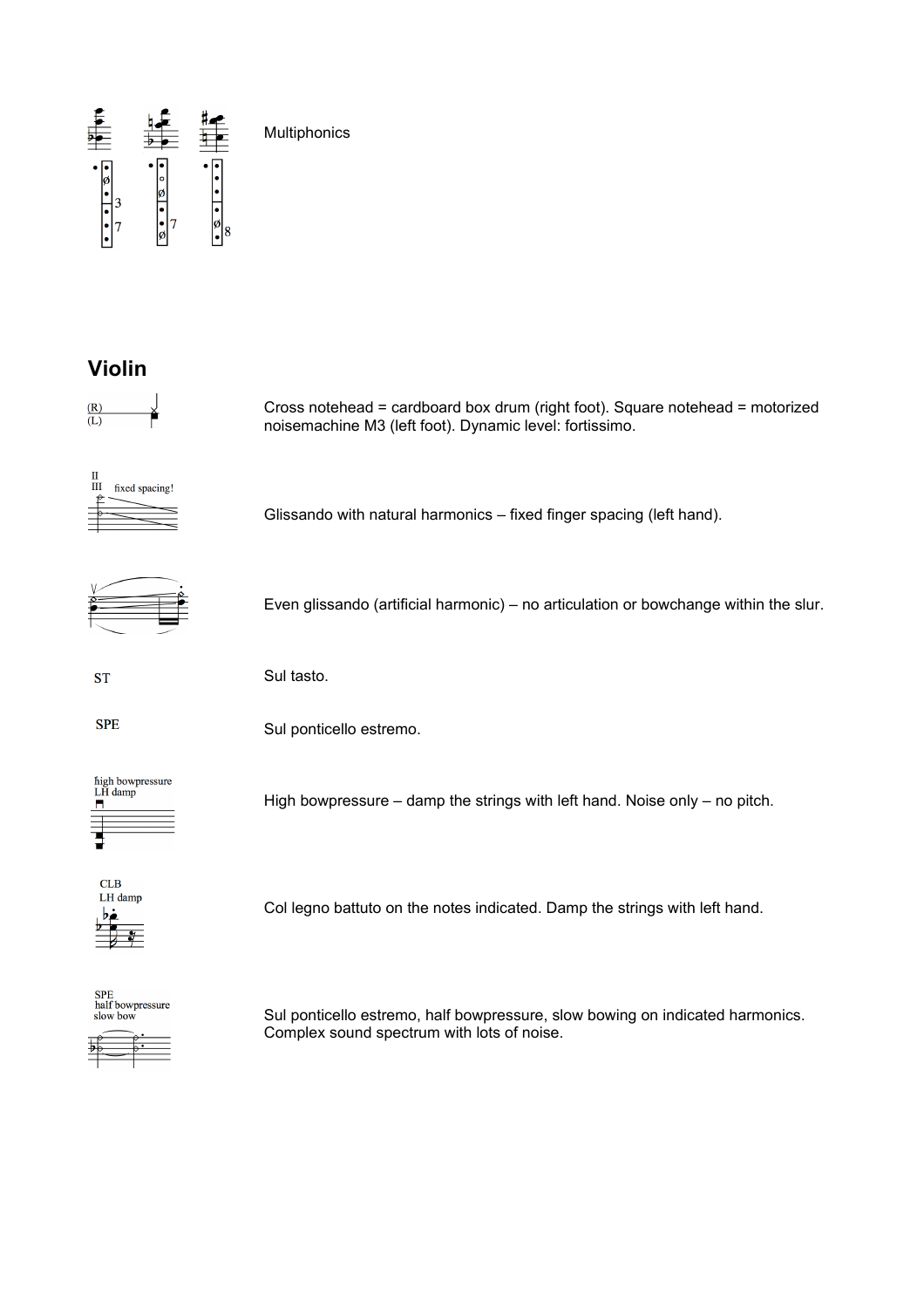Multiphonics

## Violin

Cross notehead = cardboard box drum (right foot). Square notehead = motorized noisemachine M3 (left foot). Dynamic level: fortissimo.

Glissando with natural harmonics – fixed finger spacing (left hand).

Even glissando (artificial harmonic) – no articulation or bowchange within the slur.

ST — Sul tasto.

SPE — Sul ponticello estremo.

High bowpressure – damp the strings with left hand. Noise only – no pitch.

Col legno battuto on the notes indicated. Damp the strings with left hand.

Sul ponticello estremo, half bowpressure, slow bowing on indicated harmonics. Complex sound spectrum with lots of noise.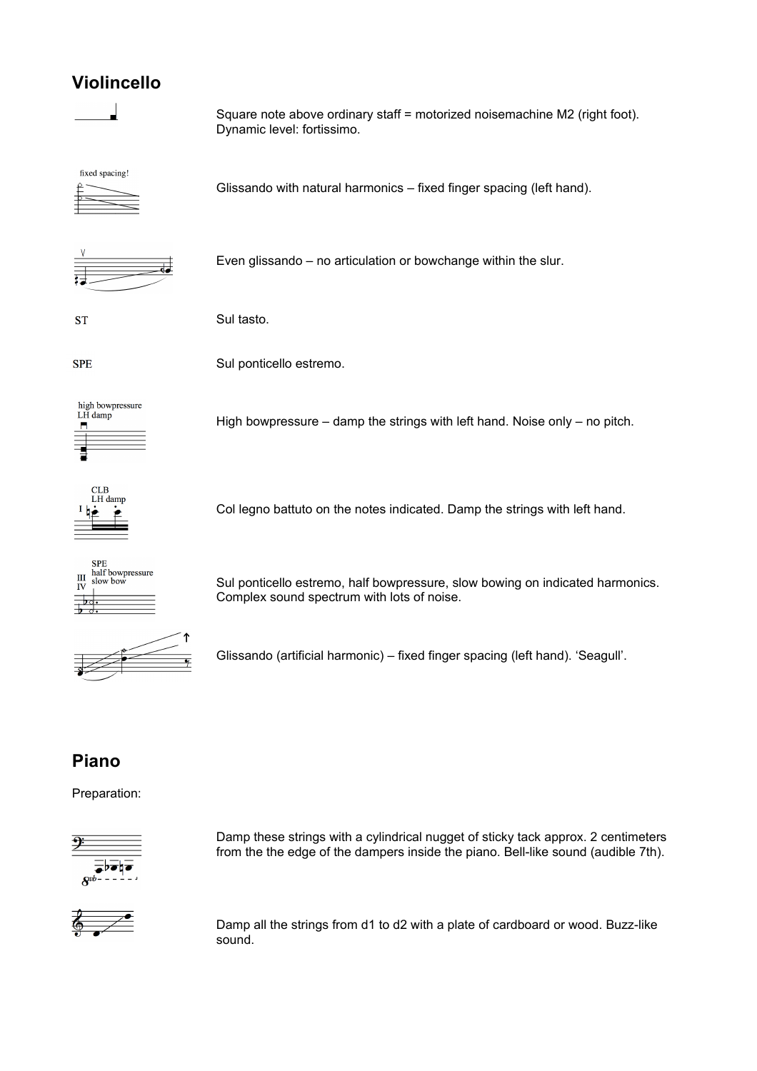## Violincello

Square note above ordinary staff = motorized noisemachine M2 (right foot). Dynamic level: fortissimo.

fixed spacing!

Glissando with natural harmonics – fixed finger spacing (left hand).

Even glissando – no articulation or bowchange within the slur.

ST — Sul tasto.

SPE — Sul ponticello estremo.

high bowpressure
LH damp

High bowpressure – damp the strings with left hand. Noise only – no pitch.

CLB
LH damp

Col legno battuto on the notes indicated. Damp the strings with left hand.

SPE
half bowpressure
slow bow

Sul ponticello estremo, half bowpressure, slow bowing on indicated harmonics. Complex sound spectrum with lots of noise.

Glissando (artificial harmonic) – fixed finger spacing (left hand). 'Seagull'.

## Piano

Preparation:

Damp these strings with a cylindrical nugget of sticky tack approx. 2 centimeters from the the edge of the dampers inside the piano. Bell-like sound (audible 7th).

Damp all the strings from d1 to d2 with a plate of cardboard or wood. Buzz-like sound.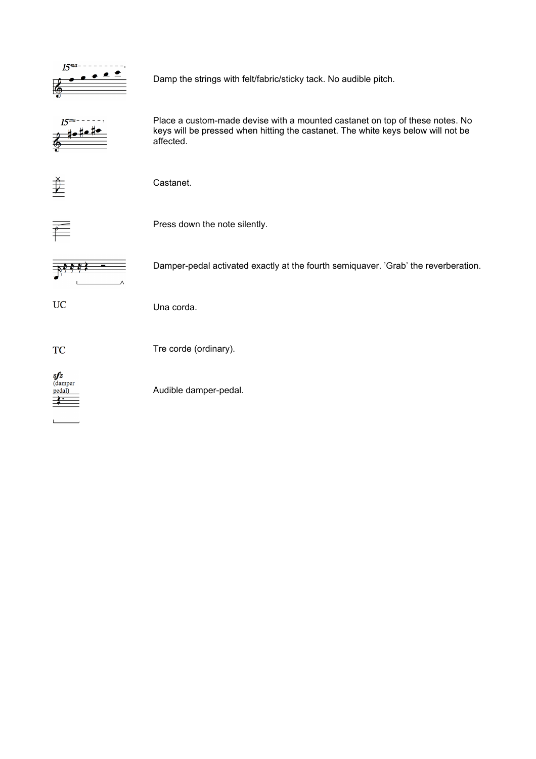| | |
|---|---|
| 15ma | Damp the strings with felt/fabric/sticky tack. No audible pitch. |
| 15ma | Place a custom-made devise with a mounted castanet on top of these notes. No keys will be pressed when hitting the castanet. The white keys below will not be affected. |
| | Castanet. |
| | Press down the note silently. |
| | Damper-pedal activated exactly at the fourth semiquaver. 'Grab' the reverberation. |
| UC | Una corda. |
| TC | Tre corde (ordinary). |
| sfz (damper pedal) | Audible damper-pedal. |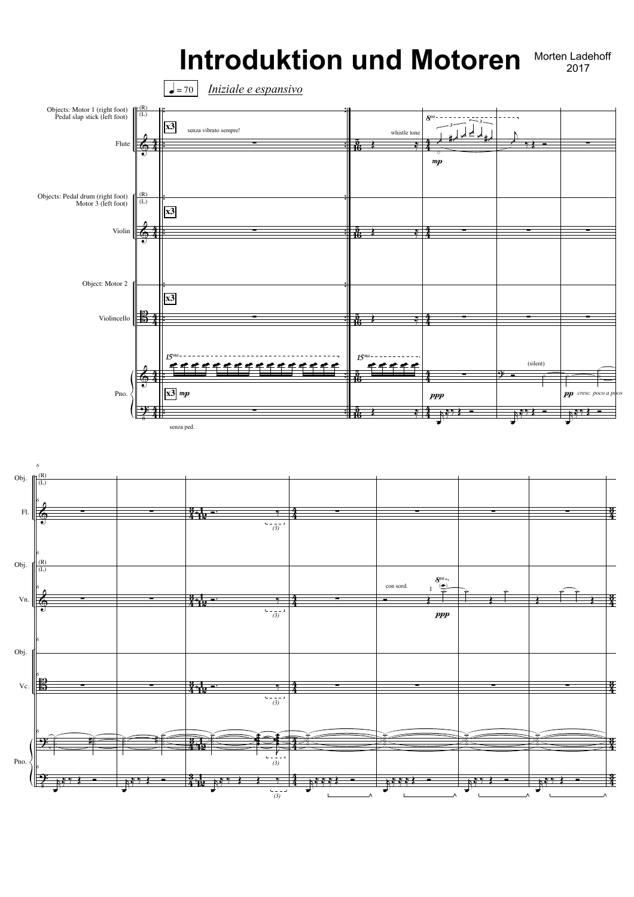# Introduktion und Motoren

Morten Ladehoff
2017

♩= 70 *Iniziale e espansivo*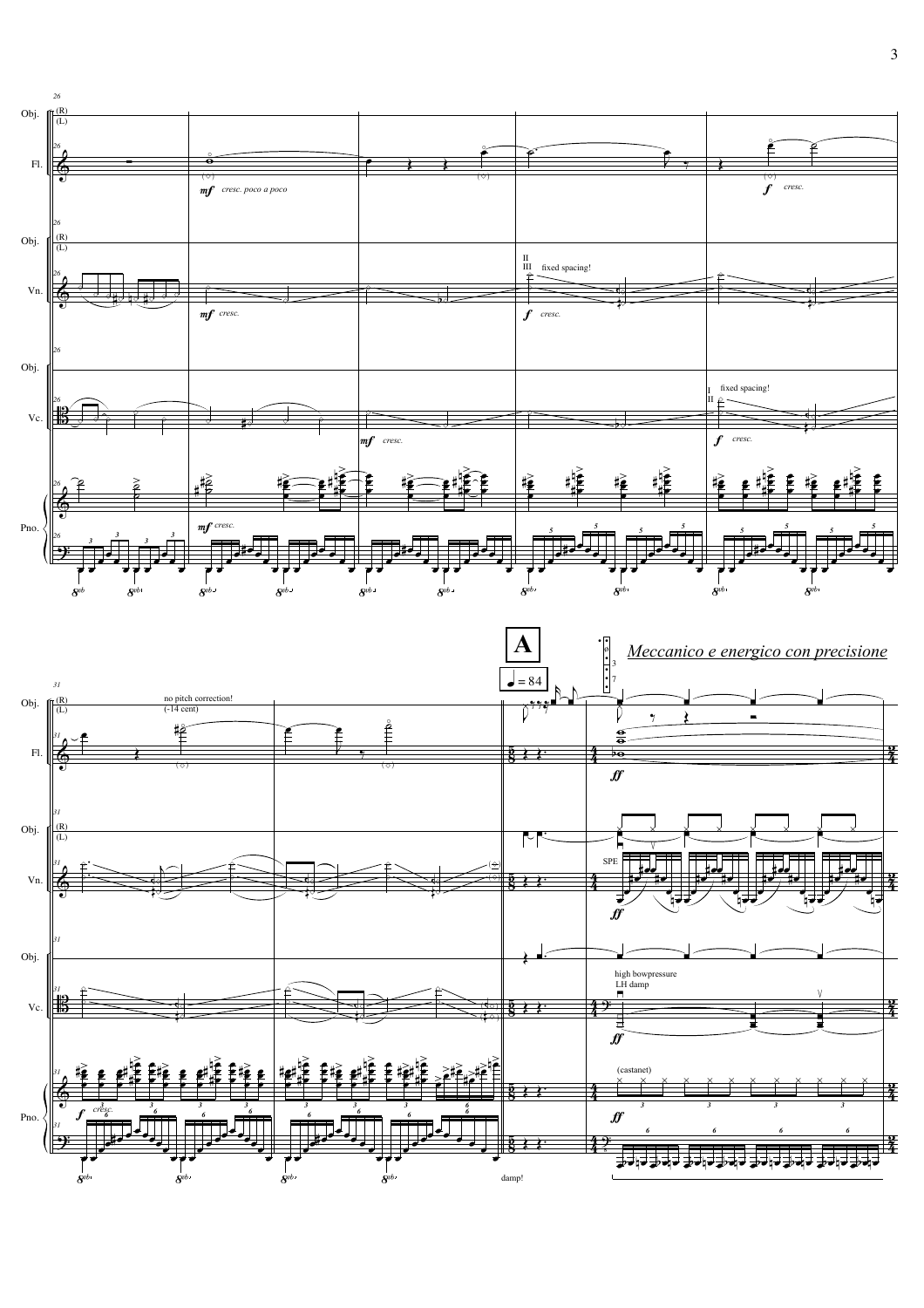**A**

*Meccanico e energico con precisione*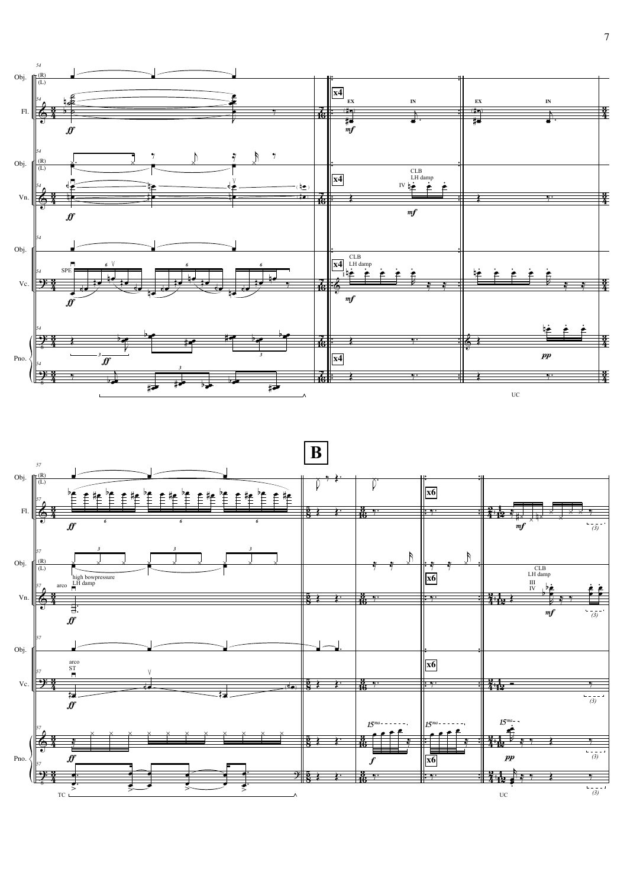**B**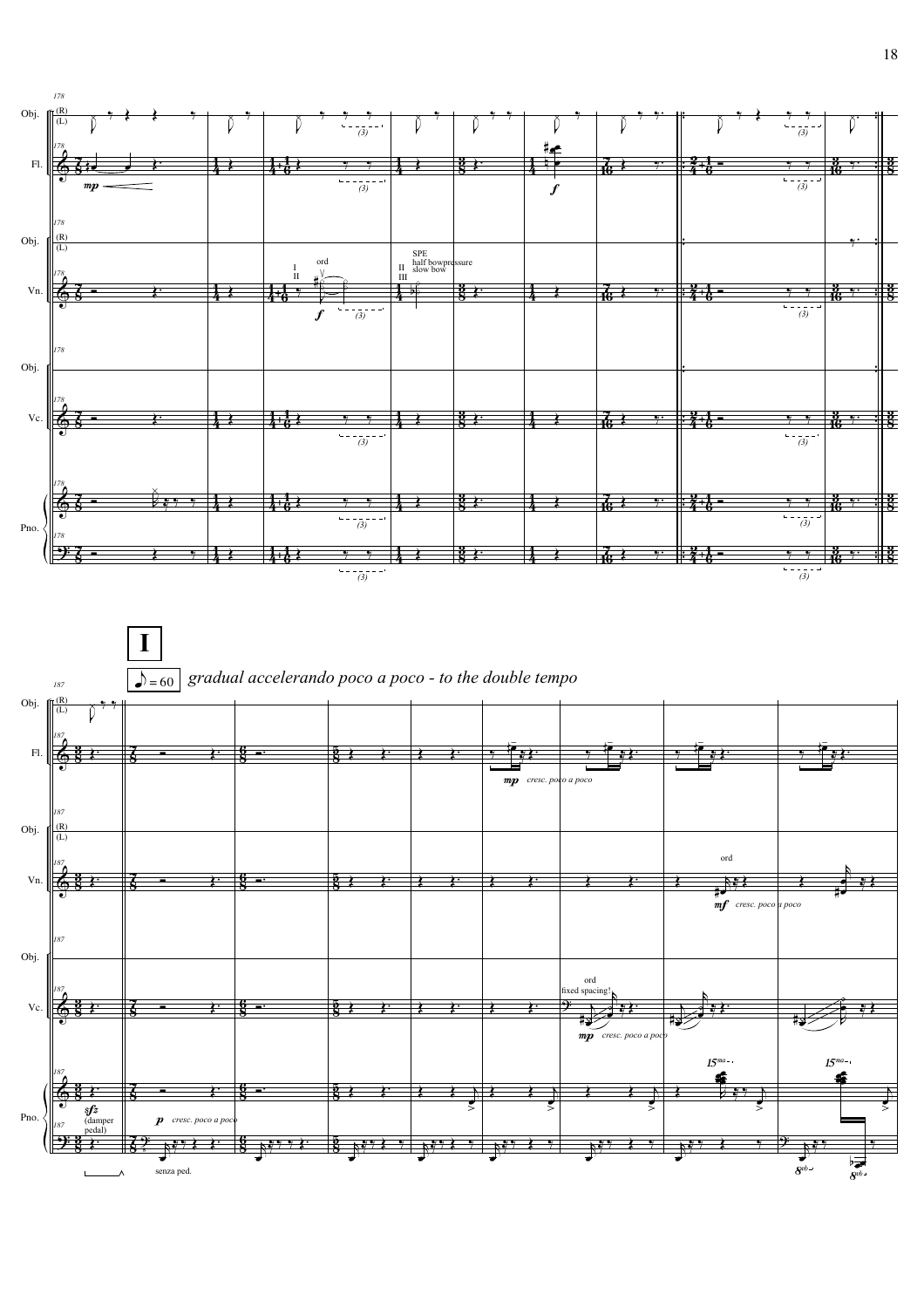**I**

♪ = 60 *gradual accelerando poco a poco - to the double tempo*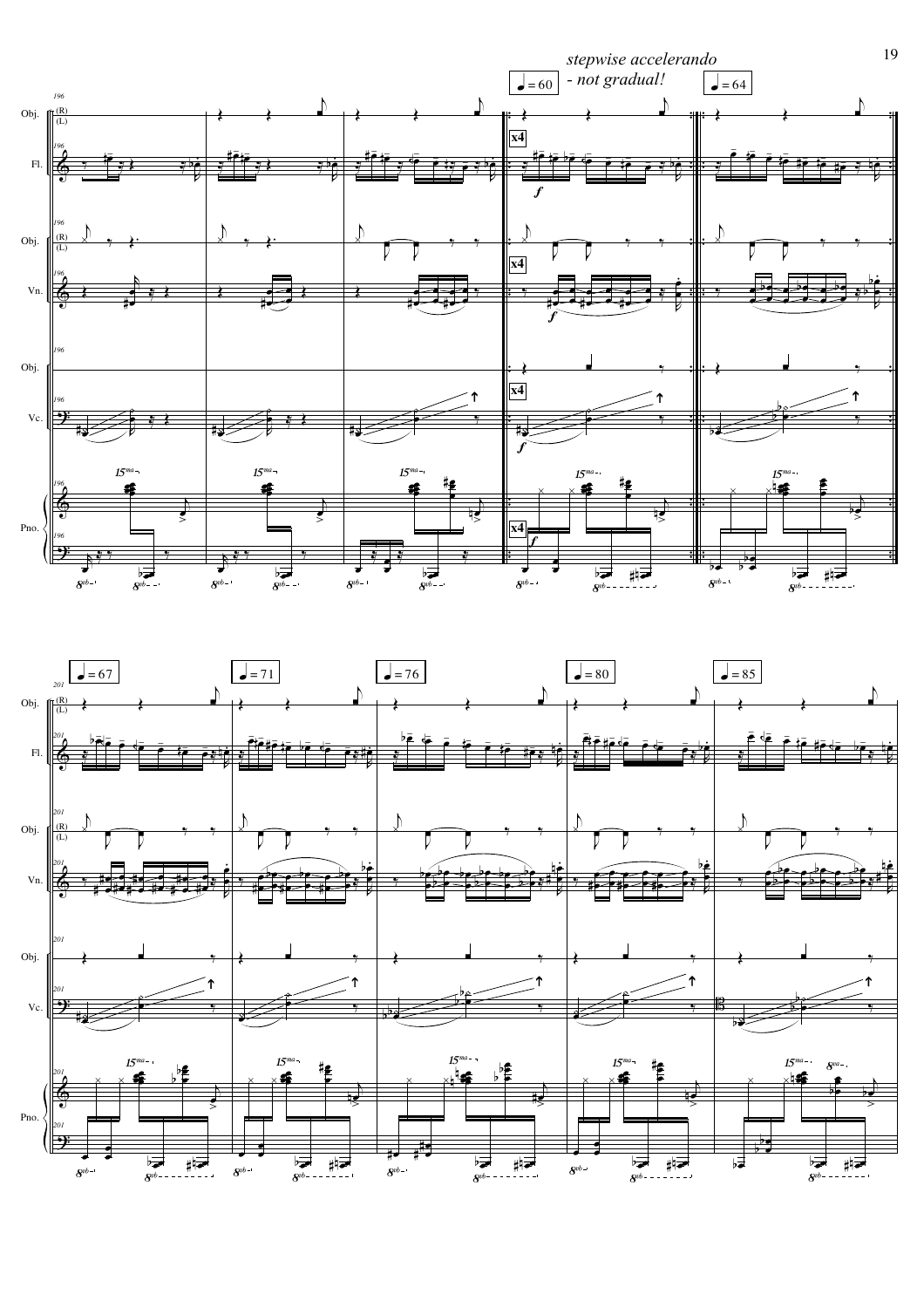*stepwise accelerando - not gradual!*

♩ = 60 ♩ = 64

♩ = 67 ♩ = 71 ♩ = 76 ♩ = 80 ♩ = 85